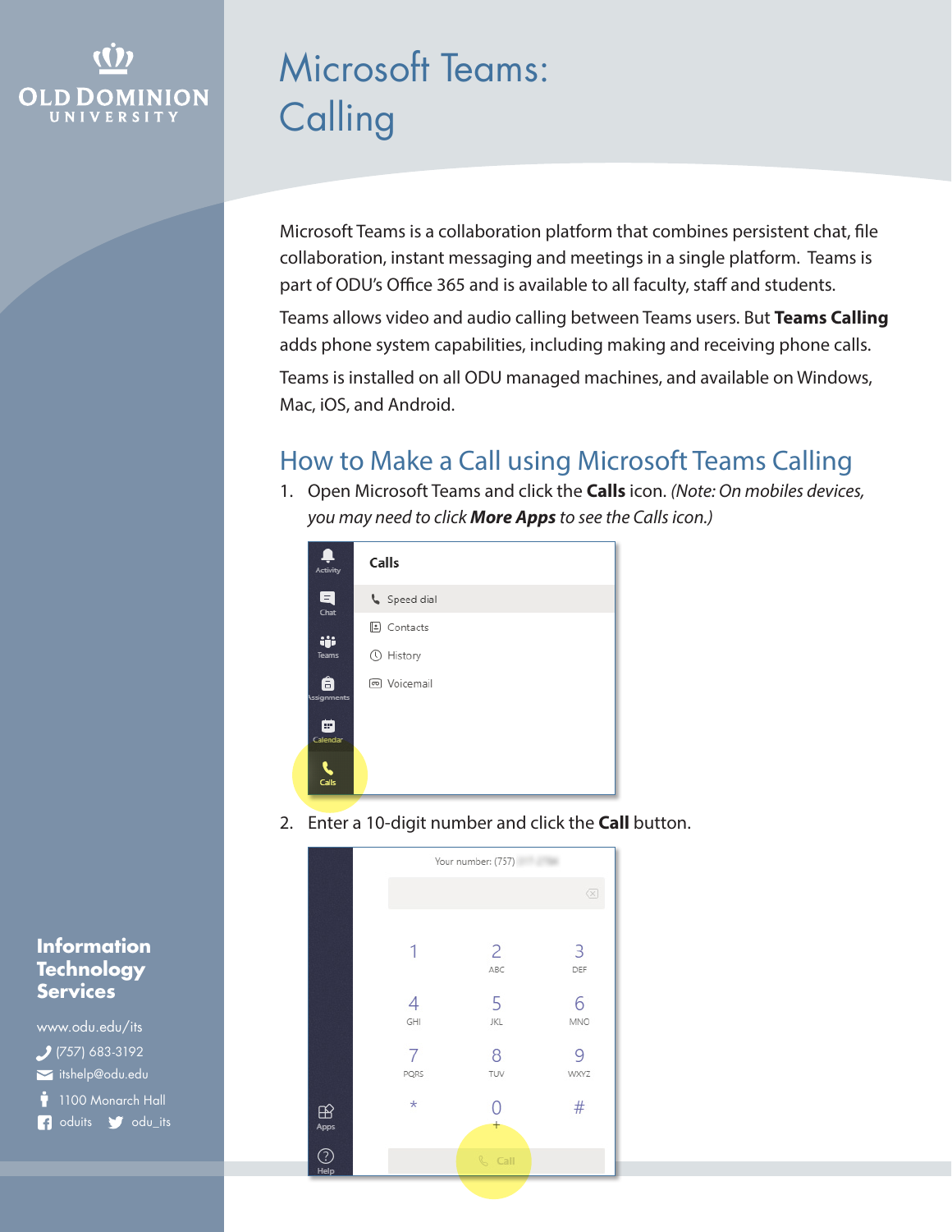# Microsoft Teams: Calling

Microsoft Teams is a collaboration platform that combines persistent chat, file collaboration, instant messaging and meetings in a single platform. Teams is part of ODU's Office 365 and is available to all faculty, staff and students.

Teams allows video and audio calling between Teams users. But **Teams Calling** adds phone system capabilities, including making and receiving phone calls.

Teams is installed on all ODU managed machines, and available on Windows, Mac, iOS, and Android.

## How to Make a Call using Microsoft Teams Calling

1. Open Microsoft Teams and click the **Calls** icon. *(Note: On mobiles devices, you may need to click **More Apps** to see the Calls icon.)*

2. Enter a 10-digit number and click the **Call** button.

**Information Technology Services**

www.odu.edu/its

(757) 683-3192

itshelp@odu.edu

1100 Monarch Hall

oduits odu_its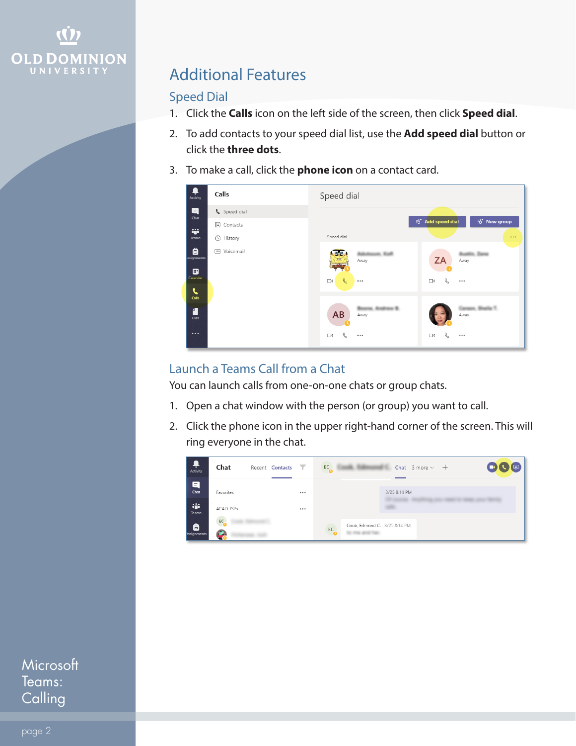# Additional Features

## Speed Dial

1. Click the **Calls** icon on the left side of the screen, then click **Speed dial**.
2. To add contacts to your speed dial list, use the **Add speed dial** button or click the **three dots**.
3. To make a call, click the **phone icon** on a contact card.

## Launch a Teams Call from a Chat

You can launch calls from one-on-one chats or group chats.

1. Open a chat window with the person (or group) you want to call.
2. Click the phone icon in the upper right-hand corner of the screen. This will ring everyone in the chat.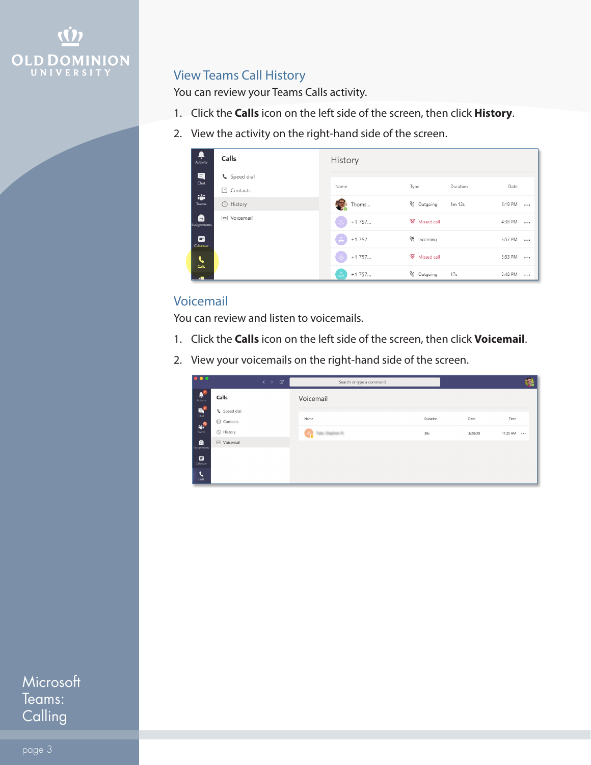## View Teams Call History

You can review your Teams Calls activity.

1. Click the **Calls** icon on the left side of the screen, then click **History**.
2. View the activity on the right-hand side of the screen.

## Voicemail

You can review and listen to voicemails.

1. Click the **Calls** icon on the left side of the screen, then click **Voicemail**.
2. View your voicemails on the right-hand side of the screen.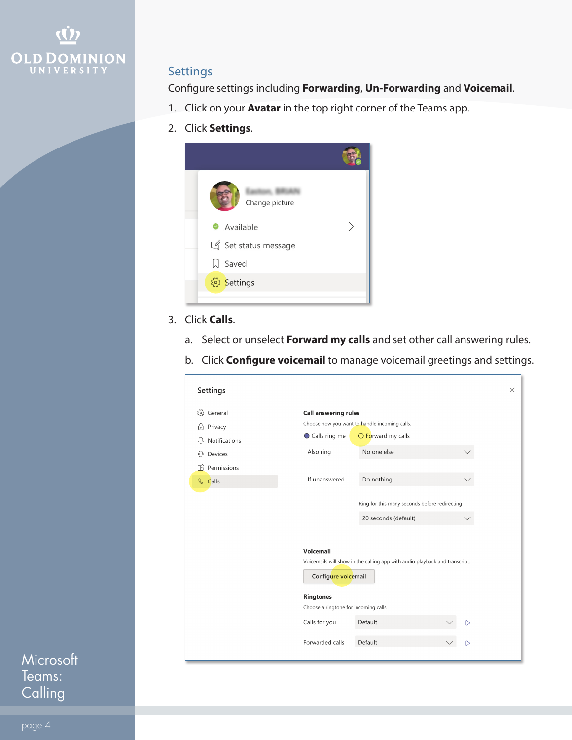## Settings

Configure settings including **Forwarding**, **Un-Forwarding** and **Voicemail**.

1. Click on your **Avatar** in the top right corner of the Teams app.
2. Click **Settings**.
3. Click **Calls**.
   a. Select or unselect **Forward my calls** and set other call answering rules.
   b. Click **Configure voicemail** to manage voicemail greetings and settings.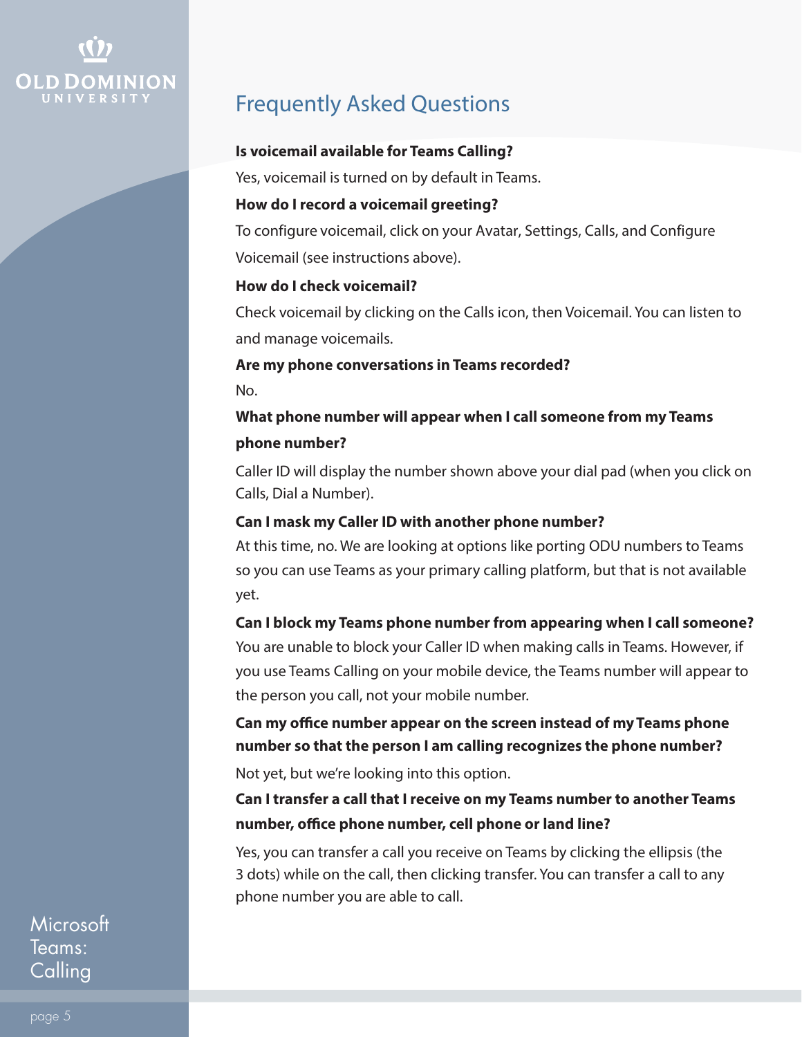## Frequently Asked Questions

**Is voicemail available for Teams Calling?**

Yes, voicemail is turned on by default in Teams.

**How do I record a voicemail greeting?**

To configure voicemail, click on your Avatar, Settings, Calls, and Configure Voicemail (see instructions above).

**How do I check voicemail?**

Check voicemail by clicking on the Calls icon, then Voicemail. You can listen to and manage voicemails.

**Are my phone conversations in Teams recorded?**

No.

**What phone number will appear when I call someone from my Teams phone number?**

Caller ID will display the number shown above your dial pad (when you click on Calls, Dial a Number).

**Can I mask my Caller ID with another phone number?**

At this time, no. We are looking at options like porting ODU numbers to Teams so you can use Teams as your primary calling platform, but that is not available yet.

**Can I block my Teams phone number from appearing when I call someone?**

You are unable to block your Caller ID when making calls in Teams. However, if you use Teams Calling on your mobile device, the Teams number will appear to the person you call, not your mobile number.

**Can my office number appear on the screen instead of my Teams phone number so that the person I am calling recognizes the phone number?**

Not yet, but we're looking into this option.

**Can I transfer a call that I receive on my Teams number to another Teams number, office phone number, cell phone or land line?**

Yes, you can transfer a call you receive on Teams by clicking the ellipsis (the 3 dots) while on the call, then clicking transfer. You can transfer a call to any phone number you are able to call.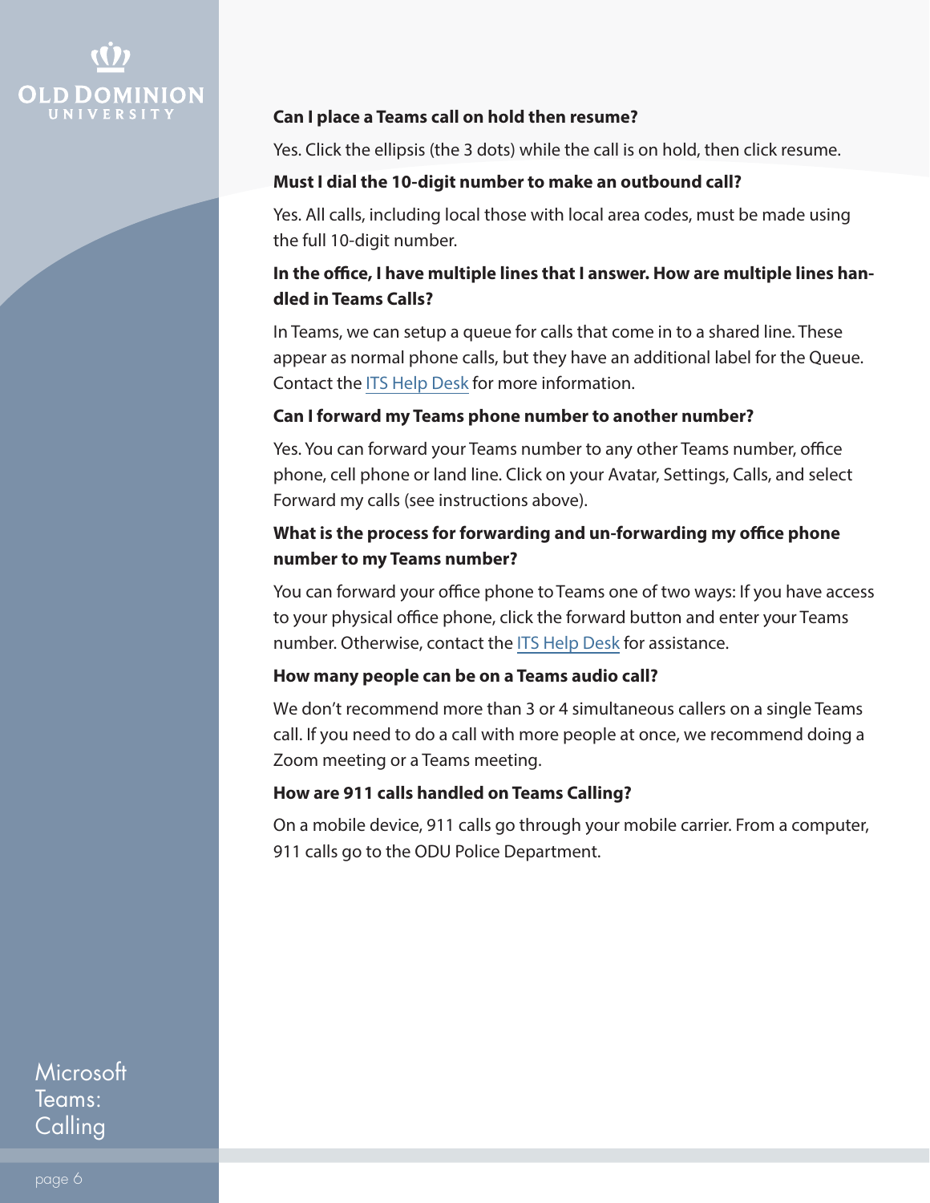**Can I place a Teams call on hold then resume?**

Yes. Click the ellipsis (the 3 dots) while the call is on hold, then click resume.

**Must I dial the 10-digit number to make an outbound call?**

Yes. All calls, including local those with local area codes, must be made using the full 10-digit number.

**In the office, I have multiple lines that I answer. How are multiple lines handled in Teams Calls?**

In Teams, we can setup a queue for calls that come in to a shared line. These appear as normal phone calls, but they have an additional label for the Queue. Contact the ITS Help Desk for more information.

**Can I forward my Teams phone number to another number?**

Yes. You can forward your Teams number to any other Teams number, office phone, cell phone or land line. Click on your Avatar, Settings, Calls, and select Forward my calls (see instructions above).

**What is the process for forwarding and un-forwarding my office phone number to my Teams number?**

You can forward your office phone to Teams one of two ways: If you have access to your physical office phone, click the forward button and enter your Teams number. Otherwise, contact the ITS Help Desk for assistance.

**How many people can be on a Teams audio call?**

We don't recommend more than 3 or 4 simultaneous callers on a single Teams call. If you need to do a call with more people at once, we recommend doing a Zoom meeting or a Teams meeting.

**How are 911 calls handled on Teams Calling?**

On a mobile device, 911 calls go through your mobile carrier. From a computer, 911 calls go to the ODU Police Department.